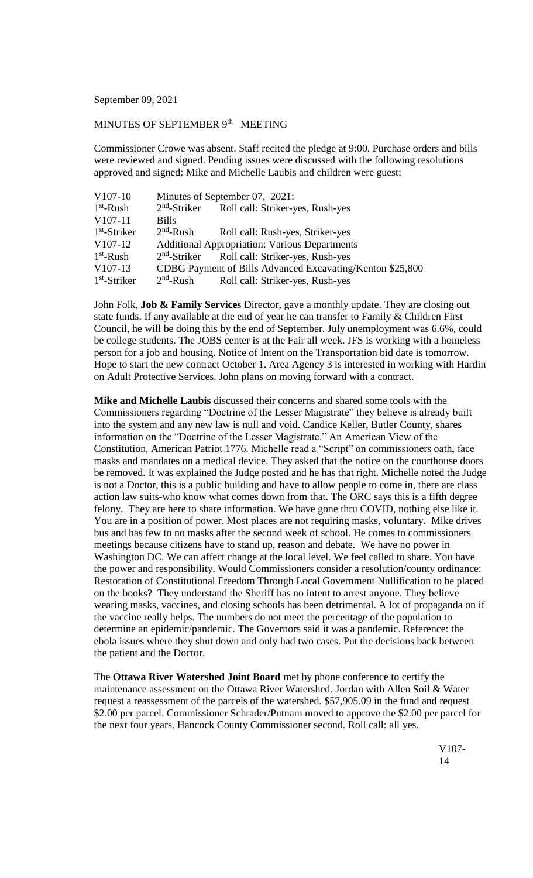September 09, 2021

MINUTES OF SEPTEMBER 9th MEETING

Commissioner Crowe was absent. Staff recited the pledge at 9:00. Purchase orders and bills were reviewed and signed. Pending issues were discussed with the following resolutions approved and signed: Mike and Michelle Laubis and children were guest:

| | | |
|---|---|---|
| V107-10 | Minutes of September 07, 2021: | |
| 1st-Rush | 2nd-Striker | Roll call: Striker-yes, Rush-yes |
| V107-11 | Bills | |
| 1st-Striker | 2nd-Rush | Roll call: Rush-yes, Striker-yes |
| V107-12 | Additional Appropriation: Various Departments | |
| 1st-Rush | 2nd-Striker | Roll call: Striker-yes, Rush-yes |
| V107-13 | CDBG Payment of Bills Advanced Excavating/Kenton $25,800 | |
| 1st-Striker | 2nd-Rush | Roll call: Striker-yes, Rush-yes |

John Folk, **Job & Family Services** Director, gave a monthly update. They are closing out state funds. If any available at the end of year he can transfer to Family & Children First Council, he will be doing this by the end of September. July unemployment was 6.6%, could be college students. The JOBS center is at the Fair all week. JFS is working with a homeless person for a job and housing. Notice of Intent on the Transportation bid date is tomorrow. Hope to start the new contract October 1. Area Agency 3 is interested in working with Hardin on Adult Protective Services. John plans on moving forward with a contract.

**Mike and Michelle Laubis** discussed their concerns and shared some tools with the Commissioners regarding "Doctrine of the Lesser Magistrate" they believe is already built into the system and any new law is null and void. Candice Keller, Butler County, shares information on the "Doctrine of the Lesser Magistrate." An American View of the Constitution, American Patriot 1776. Michelle read a "Script" on commissioners oath, face masks and mandates on a medical device. They asked that the notice on the courthouse doors be removed. It was explained the Judge posted and he has that right. Michelle noted the Judge is not a Doctor, this is a public building and have to allow people to come in, there are class action law suits-who know what comes down from that. The ORC says this is a fifth degree felony. They are here to share information. We have gone thru COVID, nothing else like it. You are in a position of power. Most places are not requiring masks, voluntary. Mike drives bus and has few to no masks after the second week of school. He comes to commissioners meetings because citizens have to stand up, reason and debate. We have no power in Washington DC. We can affect change at the local level. We feel called to share. You have the power and responsibility. Would Commissioners consider a resolution/county ordinance: Restoration of Constitutional Freedom Through Local Government Nullification to be placed on the books? They understand the Sheriff has no intent to arrest anyone. They believe wearing masks, vaccines, and closing schools has been detrimental. A lot of propaganda on if the vaccine really helps. The numbers do not meet the percentage of the population to determine an epidemic/pandemic. The Governors said it was a pandemic. Reference: the ebola issues where they shut down and only had two cases. Put the decisions back between the patient and the Doctor.

The **Ottawa River Watershed Joint Board** met by phone conference to certify the maintenance assessment on the Ottawa River Watershed. Jordan with Allen Soil & Water request a reassessment of the parcels of the watershed. $57,905.09 in the fund and request $2.00 per parcel. Commissioner Schrader/Putnam moved to approve the $2.00 per parcel for the next four years. Hancock County Commissioner second. Roll call: all yes.

V107-14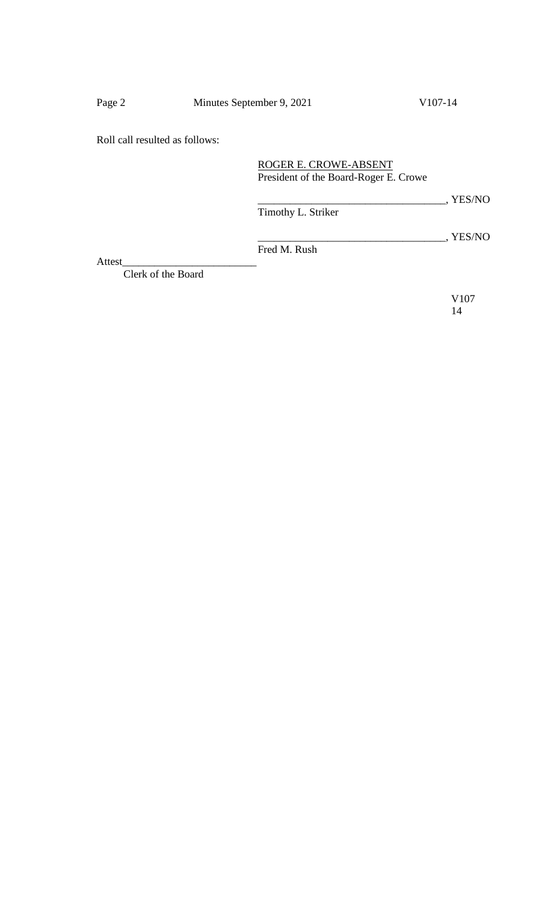Roll call resulted as follows:

ROGER E. CROWE-ABSENT
President of the Board-Roger E. Crowe

__________________________________, YES/NO
Timothy L. Striker

__________________________________, YES/NO
Fred M. Rush

Attest________________________
Clerk of the Board

V107
14